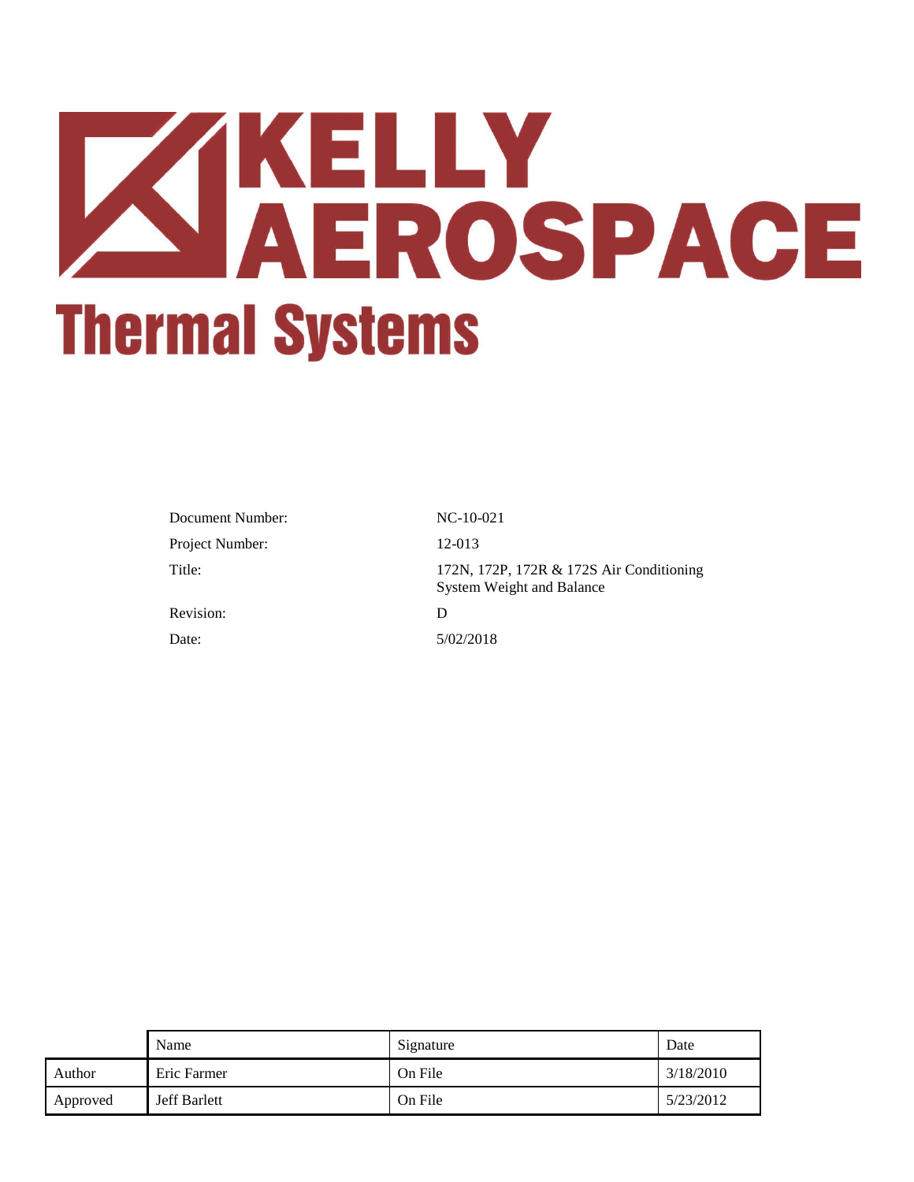# KELLY AEROSPACE

## Thermal Systems

| | |
|---|---|
| Document Number: | NC-10-021 |
| Project Number: | 12-013 |
| Title: | 172N, 172P, 172R & 172S Air Conditioning System Weight and Balance |
| Revision: | D |
| Date: | 5/02/2018 |

| | Name | Signature | Date |
|---|---|---|---|
| Author | Eric Farmer | On File | 3/18/2010 |
| Approved | Jeff Barlett | On File | 5/23/2012 |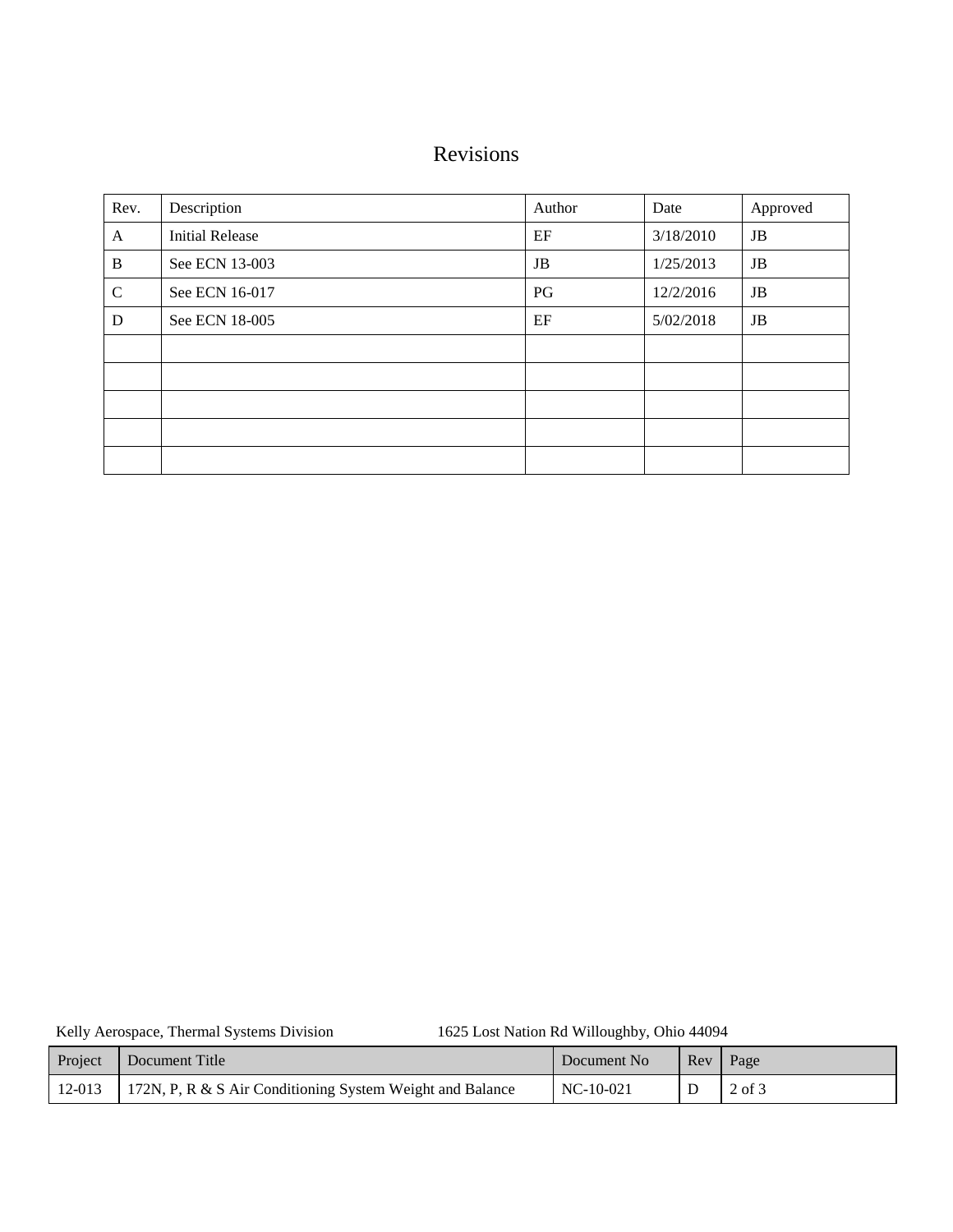# Revisions

| Rev. | Description | Author | Date | Approved |
|---|---|---|---|---|
| A | Initial Release | EF | 3/18/2010 | JB |
| B | See ECN 13-003 | JB | 1/25/2013 | JB |
| C | See ECN 16-017 | PG | 12/2/2016 | JB |
| D | See ECN 18-005 | EF | 5/02/2018 | JB |
| | | | | |
| | | | | |
| | | | | |
| | | | | |
| | | | | |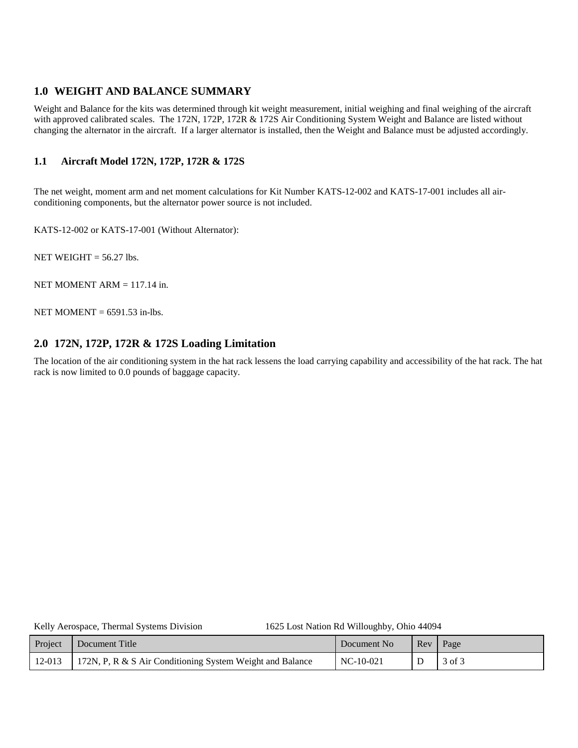## 1.0 WEIGHT AND BALANCE SUMMARY

Weight and Balance for the kits was determined through kit weight measurement, initial weighing and final weighing of the aircraft with approved calibrated scales. The 172N, 172P, 172R & 172S Air Conditioning System Weight and Balance are listed without changing the alternator in the aircraft. If a larger alternator is installed, then the Weight and Balance must be adjusted accordingly.

### 1.1 Aircraft Model 172N, 172P, 172R & 172S

The net weight, moment arm and net moment calculations for Kit Number KATS-12-002 and KATS-17-001 includes all air-conditioning components, but the alternator power source is not included.

KATS-12-002 or KATS-17-001 (Without Alternator):

NET WEIGHT = 56.27 lbs.

NET MOMENT ARM = 117.14 in.

NET MOMENT = 6591.53 in-lbs.

## 2.0 172N, 172P, 172R & 172S Loading Limitation

The location of the air conditioning system in the hat rack lessens the load carrying capability and accessibility of the hat rack. The hat rack is now limited to 0.0 pounds of baggage capacity.